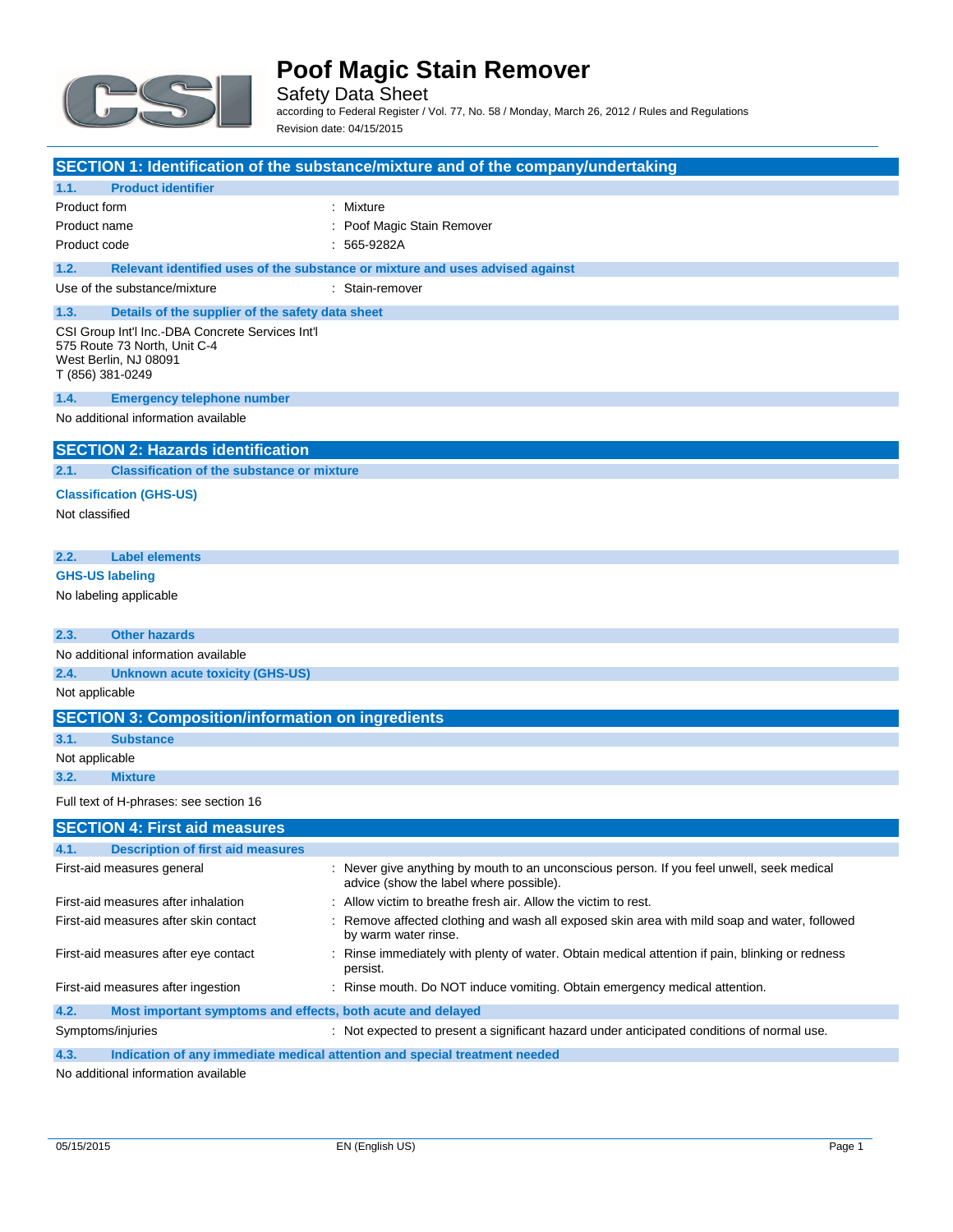# Poof Magic Stain Remover

Safety Data Sheet

according to Federal Register / Vol. 77, No. 58 / Monday, March 26, 2012 / Rules and Regulations

Revision date: 04/15/2015

## SECTION 1: Identification of the substance/mixture and of the company/undertaking

### 1.1. Product identifier

| | |
|---|---|
| Product form | : Mixture |
| Product name | : Poof Magic Stain Remover |
| Product code | : 565-9282A |

### 1.2. Relevant identified uses of the substance or mixture and uses advised against

| | |
|---|---|
| Use of the substance/mixture | : Stain-remover |

### 1.3. Details of the supplier of the safety data sheet

CSI Group Int'l Inc.-DBA Concrete Services Int'l
575 Route 73 North, Unit C-4
West Berlin, NJ 08091
T (856) 381-0249

### 1.4. Emergency telephone number

No additional information available

## SECTION 2: Hazards identification

### 2.1. Classification of the substance or mixture

**Classification (GHS-US)**

Not classified

### 2.2. Label elements

**GHS-US labeling**

No labeling applicable

### 2.3. Other hazards

No additional information available

### 2.4. Unknown acute toxicity (GHS-US)

Not applicable

## SECTION 3: Composition/information on ingredients

### 3.1. Substance

Not applicable

### 3.2. Mixture

Full text of H-phrases: see section 16

## SECTION 4: First aid measures

### 4.1. Description of first aid measures

| | |
|---|---|
| First-aid measures general | : Never give anything by mouth to an unconscious person. If you feel unwell, seek medical advice (show the label where possible). |
| First-aid measures after inhalation | : Allow victim to breathe fresh air. Allow the victim to rest. |
| First-aid measures after skin contact | : Remove affected clothing and wash all exposed skin area with mild soap and water, followed by warm water rinse. |
| First-aid measures after eye contact | : Rinse immediately with plenty of water. Obtain medical attention if pain, blinking or redness persist. |
| First-aid measures after ingestion | : Rinse mouth. Do NOT induce vomiting. Obtain emergency medical attention. |

### 4.2. Most important symptoms and effects, both acute and delayed

| | |
|---|---|
| Symptoms/injuries | : Not expected to present a significant hazard under anticipated conditions of normal use. |

### 4.3. Indication of any immediate medical attention and special treatment needed

No additional information available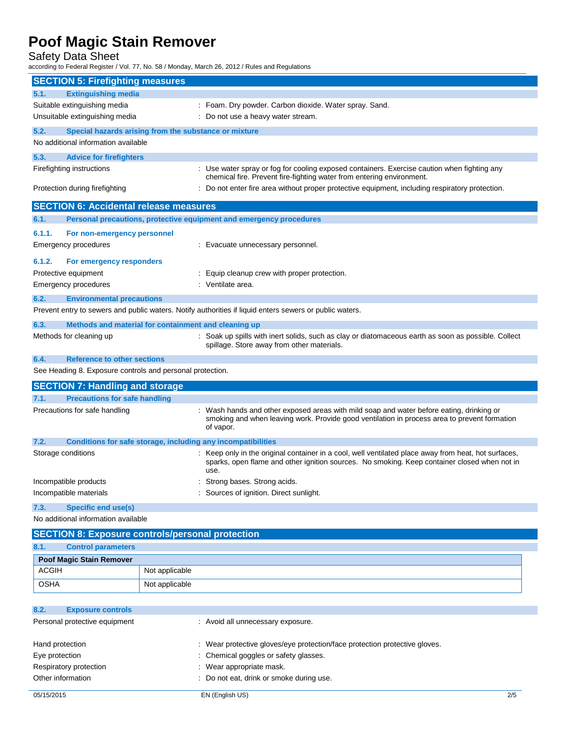## SECTION 5: Firefighting measures

### 5.1. Extinguishing media

Suitable extinguishing media : Foam. Dry powder. Carbon dioxide. Water spray. Sand.

Unsuitable extinguishing media : Do not use a heavy water stream.

### 5.2. Special hazards arising from the substance or mixture

No additional information available

### 5.3. Advice for firefighters

Firefighting instructions : Use water spray or fog for cooling exposed containers. Exercise caution when fighting any chemical fire. Prevent fire-fighting water from entering environment.

Protection during firefighting : Do not enter fire area without proper protective equipment, including respiratory protection.

## SECTION 6: Accidental release measures

### 6.1. Personal precautions, protective equipment and emergency procedures

#### 6.1.1. For non-emergency personnel

Emergency procedures : Evacuate unnecessary personnel.

#### 6.1.2. For emergency responders

Protective equipment : Equip cleanup crew with proper protection.

Emergency procedures : Ventilate area.

### 6.2. Environmental precautions

Prevent entry to sewers and public waters. Notify authorities if liquid enters sewers or public waters.

### 6.3. Methods and material for containment and cleaning up

Methods for cleaning up : Soak up spills with inert solids, such as clay or diatomaceous earth as soon as possible. Collect spillage. Store away from other materials.

### 6.4. Reference to other sections

See Heading 8. Exposure controls and personal protection.

## SECTION 7: Handling and storage

### 7.1. Precautions for safe handling

Precautions for safe handling : Wash hands and other exposed areas with mild soap and water before eating, drinking or smoking and when leaving work. Provide good ventilation in process area to prevent formation of vapor.

### 7.2. Conditions for safe storage, including any incompatibilities

Storage conditions : Keep only in the original container in a cool, well ventilated place away from heat, hot surfaces, sparks, open flame and other ignition sources. No smoking. Keep container closed when not in use.

Incompatible products : Strong bases. Strong acids.

Incompatible materials : Sources of ignition. Direct sunlight.

### 7.3. Specific end use(s)

No additional information available

## SECTION 8: Exposure controls/personal protection

### 8.1. Control parameters

| Poof Magic Stain Remover | |
|---|---|
| ACGIH | Not applicable |
| OSHA | Not applicable |

### 8.2. Exposure controls

Personal protective equipment : Avoid all unnecessary exposure.

Hand protection : Wear protective gloves/eye protection/face protection protective gloves.

Eye protection : Chemical goggles or safety glasses.

Respiratory protection : Wear appropriate mask.

Other information : Do not eat, drink or smoke during use.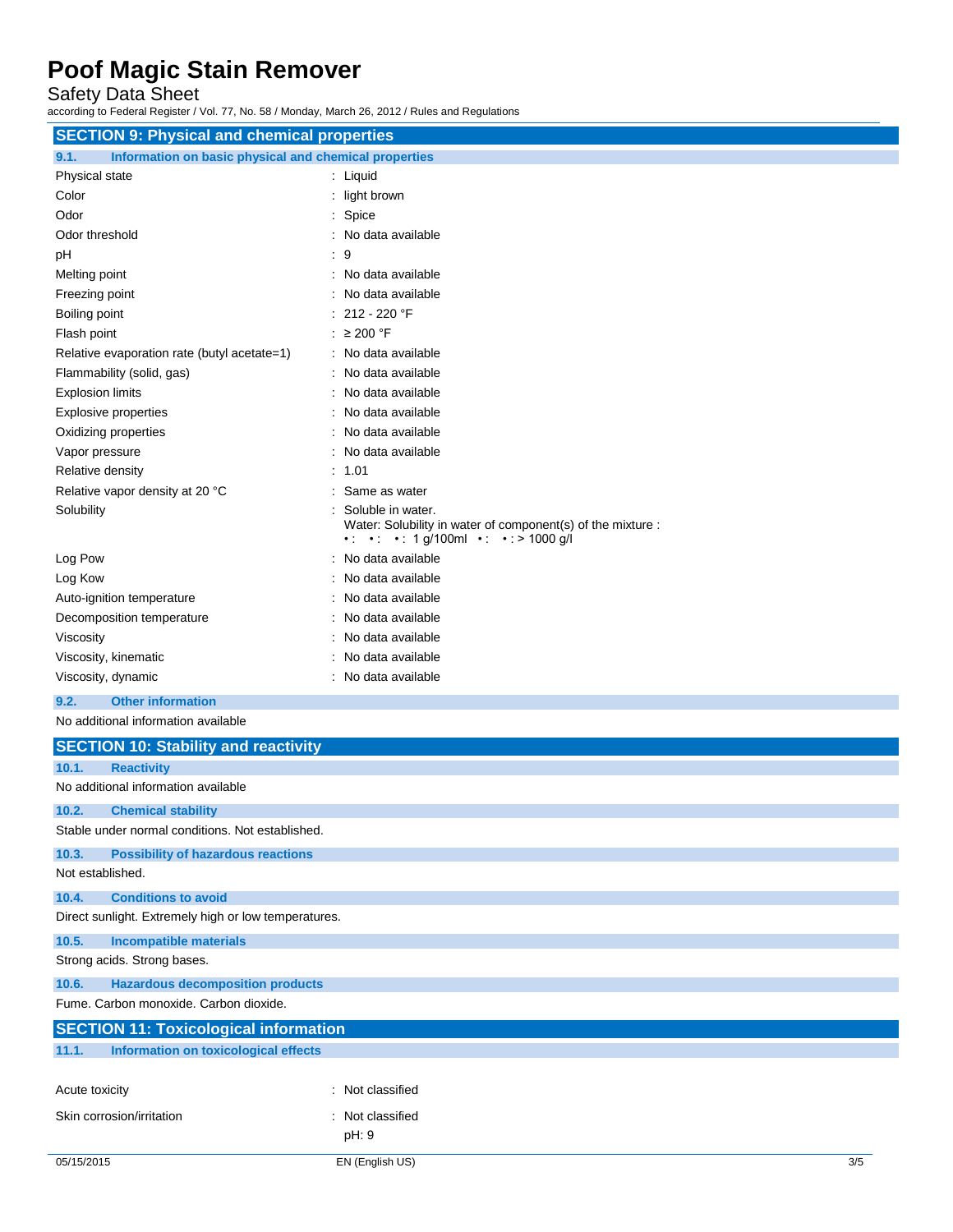## SECTION 9: Physical and chemical properties

### 9.1. Information on basic physical and chemical properties

| Property | Value |
|---|---|
| Physical state | Liquid |
| Color | light brown |
| Odor | Spice |
| Odor threshold | No data available |
| pH | 9 |
| Melting point | No data available |
| Freezing point | No data available |
| Boiling point | 212 - 220 °F |
| Flash point | ≥ 200 °F |
| Relative evaporation rate (butyl acetate=1) | No data available |
| Flammability (solid, gas) | No data available |
| Explosion limits | No data available |
| Explosive properties | No data available |
| Oxidizing properties | No data available |
| Vapor pressure | No data available |
| Relative density | 1.01 |
| Relative vapor density at 20 °C | Same as water |
| Solubility | Soluble in water. Water: Solubility in water of component(s) of the mixture : • : • : • : 1 g/100ml • : • : > 1000 g/l |
| Log Pow | No data available |
| Log Kow | No data available |
| Auto-ignition temperature | No data available |
| Decomposition temperature | No data available |
| Viscosity | No data available |
| Viscosity, kinematic | No data available |
| Viscosity, dynamic | No data available |

### 9.2. Other information

No additional information available

## SECTION 10: Stability and reactivity

### 10.1. Reactivity

No additional information available

### 10.2. Chemical stability

Stable under normal conditions. Not established.

### 10.3. Possibility of hazardous reactions

Not established.

### 10.4. Conditions to avoid

Direct sunlight. Extremely high or low temperatures.

### 10.5. Incompatible materials

Strong acids. Strong bases.

### 10.6. Hazardous decomposition products

Fume. Carbon monoxide. Carbon dioxide.

## SECTION 11: Toxicological information

### 11.1. Information on toxicological effects

| Property | Value |
|---|---|
| Acute toxicity | Not classified |
| Skin corrosion/irritation | Not classified<br>pH: 9 |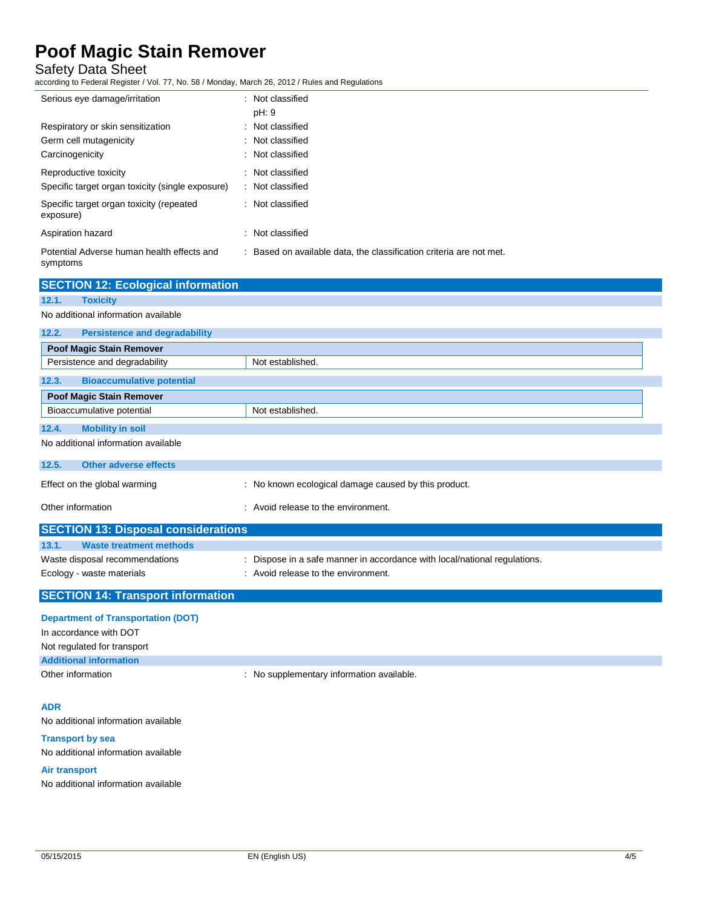| | |
|---|---|
| Serious eye damage/irritation | : Not classified<br>pH: 9 |
| Respiratory or skin sensitization | : Not classified |
| Germ cell mutagenicity | : Not classified |
| Carcinogenicity | : Not classified |
| Reproductive toxicity | : Not classified |
| Specific target organ toxicity (single exposure) | : Not classified |
| Specific target organ toxicity (repeated exposure) | : Not classified |
| Aspiration hazard | : Not classified |
| Potential Adverse human health effects and symptoms | : Based on available data, the classification criteria are not met. |

## SECTION 12: Ecological information

### 12.1. Toxicity

No additional information available

### 12.2. Persistence and degradability

| Poof Magic Stain Remover | |
|---|---|
| Persistence and degradability | Not established. |

### 12.3. Bioaccumulative potential

| Poof Magic Stain Remover | |
|---|---|
| Bioaccumulative potential | Not established. |

### 12.4. Mobility in soil

No additional information available

### 12.5. Other adverse effects

| | |
|---|---|
| Effect on the global warming | : No known ecological damage caused by this product. |
| Other information | : Avoid release to the environment. |

## SECTION 13: Disposal considerations

### 13.1. Waste treatment methods

| | |
|---|---|
| Waste disposal recommendations | : Dispose in a safe manner in accordance with local/national regulations. |
| Ecology - waste materials | : Avoid release to the environment. |

## SECTION 14: Transport information

**Department of Transportation (DOT)**

In accordance with DOT

Not regulated for transport

**Additional information**

Other information : No supplementary information available.

**ADR**

No additional information available

**Transport by sea**

No additional information available

**Air transport**

No additional information available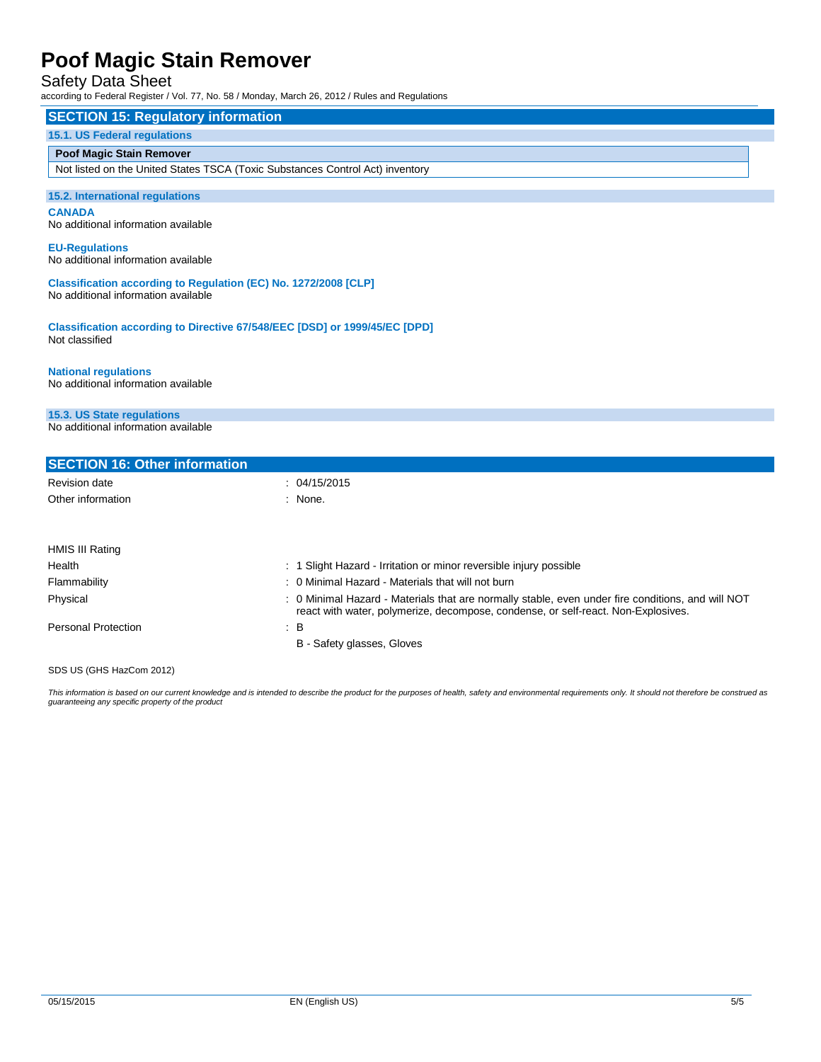## SECTION 15: Regulatory information

### 15.1. US Federal regulations

| Poof Magic Stain Remover |
|---|
| Not listed on the United States TSCA (Toxic Substances Control Act) inventory |

### 15.2. International regulations

**CANADA**

No additional information available

**EU-Regulations**

No additional information available

**Classification according to Regulation (EC) No. 1272/2008 [CLP]**

No additional information available

**Classification according to Directive 67/548/EEC [DSD] or 1999/45/EC [DPD]**

Not classified

**National regulations**

No additional information available

### 15.3. US State regulations

No additional information available

## SECTION 16: Other information

| | |
|---|---|
| Revision date | : 04/15/2015 |
| Other information | : None. |

| | |
|---|---|
| HMIS III Rating | |
| Health | : 1 Slight Hazard - Irritation or minor reversible injury possible |
| Flammability | : 0 Minimal Hazard - Materials that will not burn |
| Physical | : 0 Minimal Hazard - Materials that are normally stable, even under fire conditions, and will NOT react with water, polymerize, decompose, condense, or self-react. Non-Explosives. |
| Personal Protection | : B |
| | B - Safety glasses, Gloves |

SDS US (GHS HazCom 2012)

*This information is based on our current knowledge and is intended to describe the product for the purposes of health, safety and environmental requirements only. It should not therefore be construed as guaranteeing any specific property of the product*